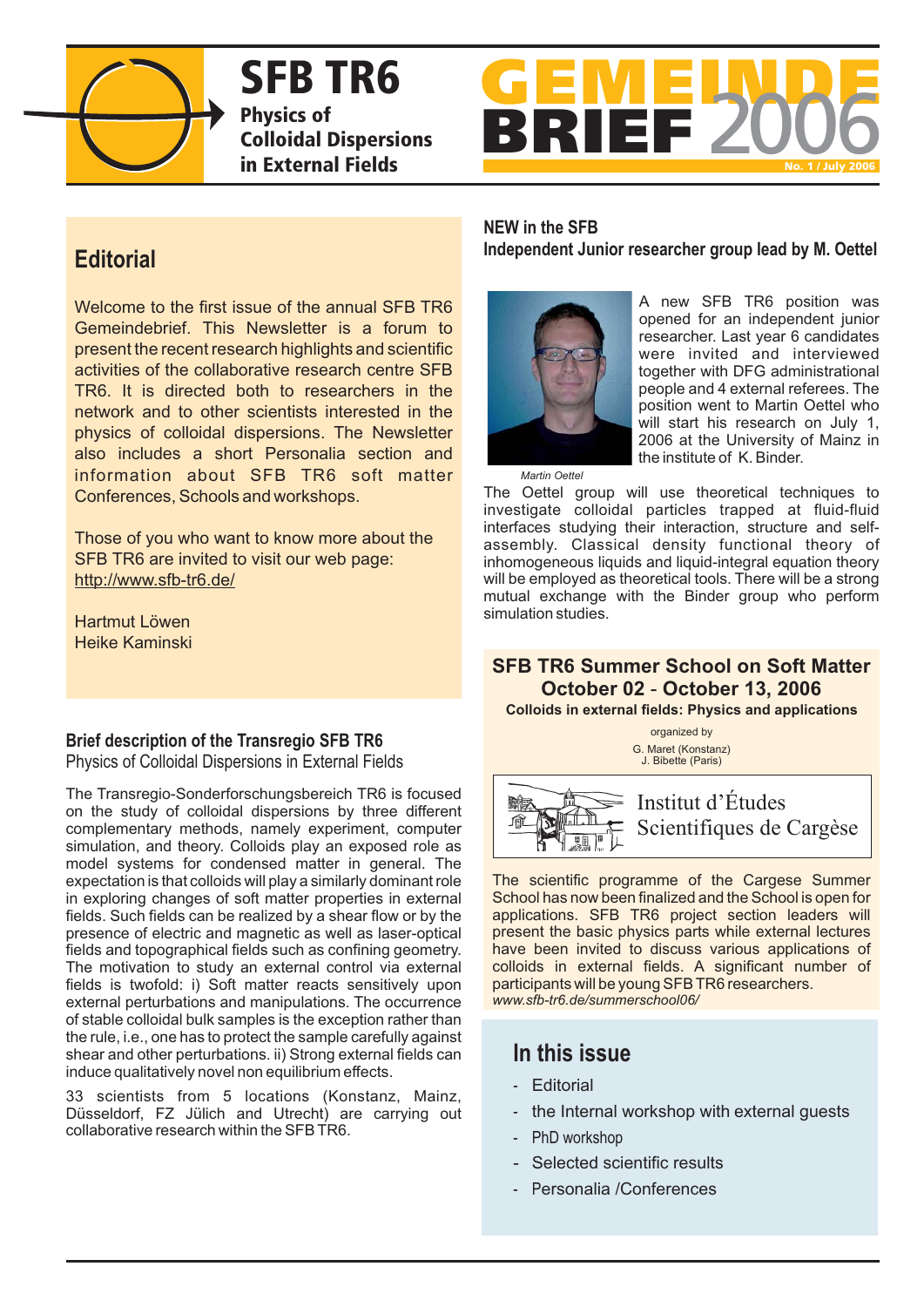# SFB TR6

**Physics of Colloidal Dispersions in External Fields**

# GEMEINDE BRIEF 2006

No. 1 / July 2006

## Editorial

Welcome to the first issue of the annual SFB TR6 Gemeindebrief. This Newsletter is a forum to present the recent research highlights and scientific activities of the collaborative research centre SFB TR6. It is directed both to researchers in the network and to other scientists interested in the physics of colloidal dispersions. The Newsletter also includes a short Personalia section and information about SFB TR6 soft matter Conferences, Schools and workshops.

Those of you who want to know more about the SFB TR6 are invited to visit our web page: http://www.sfb-tr6.de/

Hartmut Löwen
Heike Kaminski

### Brief description of the Transregio SFB TR6

Physics of Colloidal Dispersions in External Fields

The Transregio-Sonderforschungsbereich TR6 is focused on the study of colloidal dispersions by three different complementary methods, namely experiment, computer simulation, and theory. Colloids play an exposed role as model systems for condensed matter in general. The expectation is that colloids will play a similarly dominant role in exploring changes of soft matter properties in external fields. Such fields can be realized by a shear flow or by the presence of electric and magnetic as well as laser-optical fields and topographical fields such as confining geometry. The motivation to study an external control via external fields is twofold: i) Soft matter reacts sensitively upon external perturbations and manipulations. The occurrence of stable colloidal bulk samples is the exception rather than the rule, i.e., one has to protect the sample carefully against shear and other perturbations. ii) Strong external fields can induce qualitatively novel non equilibrium effects.

33 scientists from 5 locations (Konstanz, Mainz, Düsseldorf, FZ Jülich and Utrecht) are carrying out collaborative research within the SFB TR6.

### NEW in the SFB

**Independent Junior researcher group lead by M. Oettel**

A new SFB TR6 position was opened for an independent junior researcher. Last year 6 candidates were invited and interviewed together with DFG administrational people and 4 external referees. The position went to Martin Oettel who will start his research on July 1, 2006 at the University of Mainz in the institute of K. Binder.

*Martin Oettel*

The Oettel group will use theoretical techniques to investigate colloidal particles trapped at fluid-fluid interfaces studying their interaction, structure and self-assembly. Classical density functional theory of inhomogeneous liquids and liquid-integral equation theory will be employed as theoretical tools. There will be a strong mutual exchange with the Binder group who perform simulation studies.

### SFB TR6 Summer School on Soft Matter
### October 02 - October 13, 2006

**Colloids in external fields: Physics and applications**

organized by
G. Maret (Konstanz)
J. Bibette (Paris)

Institut d'Études Scientifiques de Cargèse

The scientific programme of the Cargese Summer School has now been finalized and the School is open for applications. SFB TR6 project section leaders will present the basic physics parts while external lectures have been invited to discuss various applications of colloids in external fields. A significant number of participants will be young SFB TR6 researchers.
*www.sfb-tr6.de/summerschool06/*

## In this issue

- Editorial
- the Internal workshop with external guests
- PhD workshop
- Selected scientific results
- Personalia /Conferences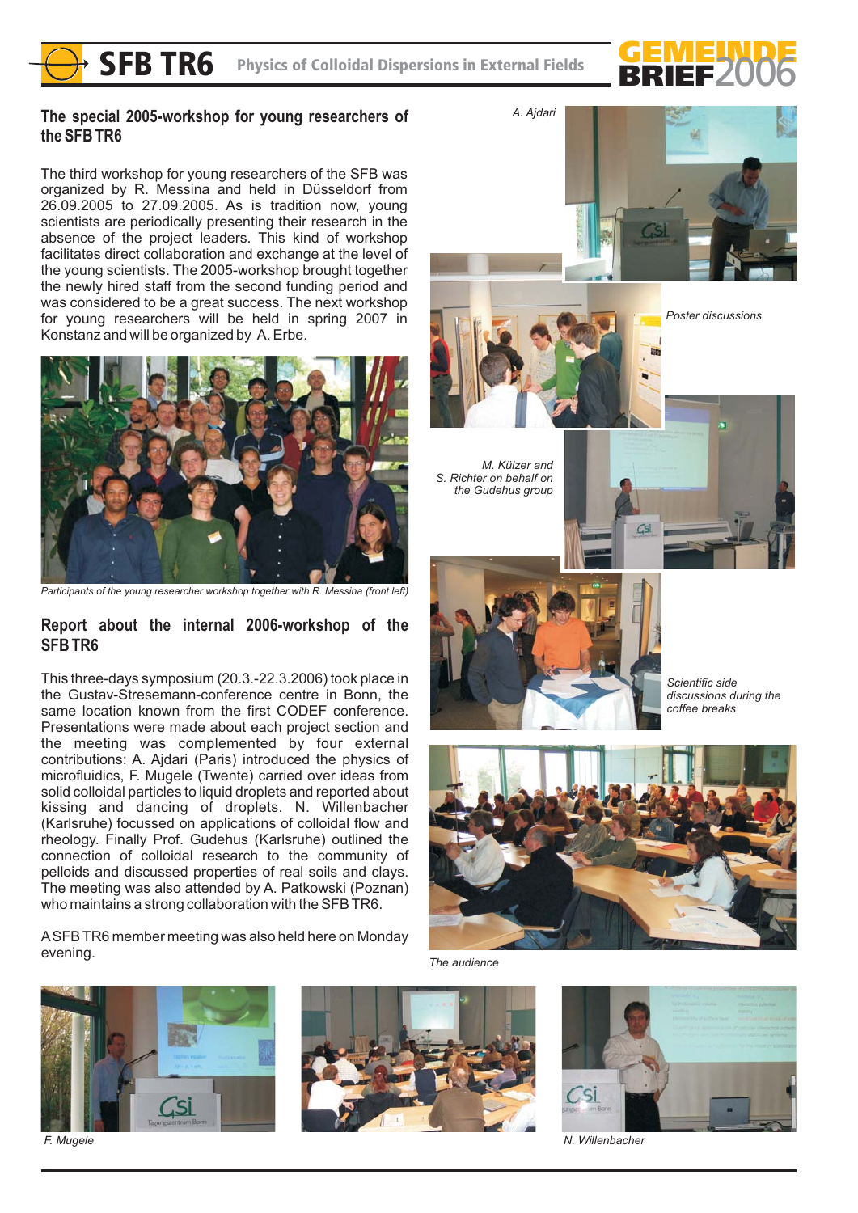## The special 2005-workshop for young researchers of the SFB TR6

The third workshop for young researchers of the SFB was organized by R. Messina and held in Düsseldorf from 26.09.2005 to 27.09.2005. As is tradition now, young scientists are periodically presenting their research in the absence of the project leaders. This kind of workshop facilitates direct collaboration and exchange at the level of the young scientists. The 2005-workshop brought together the newly hired staff from the second funding period and was considered to be a great success. The next workshop for young researchers will be held in spring 2007 in Konstanz and will be organized by A. Erbe.

*Participants of the young researcher workshop together with R. Messina (front left)*

## Report about the internal 2006-workshop of the SFB TR6

This three-days symposium (20.3.-22.3.2006) took place in the Gustav-Stresemann-conference centre in Bonn, the same location known from the first CODEF conference. Presentations were made about each project section and the meeting was complemented by four external contributions: A. Ajdari (Paris) introduced the physics of microfluidics, F. Mugele (Twente) carried over ideas from solid colloidal particles to liquid droplets and reported about kissing and dancing of droplets. N. Willenbacher (Karlsruhe) focussed on applications of colloidal flow and rheology. Finally Prof. Gudehus (Karlsruhe) outlined the connection of colloidal research to the community of pelloids and discussed properties of real soils and clays. The meeting was also attended by A. Patkowski (Poznan) who maintains a strong collaboration with the SFB TR6.

A SFB TR6 member meeting was also held here on Monday evening.

*A. Ajdari*

*Poster discussions*

*M. Külzer and S. Richter on behalf on the Gudehus group*

*Scientific side discussions during the coffee breaks*

*The audience*

*F. Mugele*

*N. Willenbacher*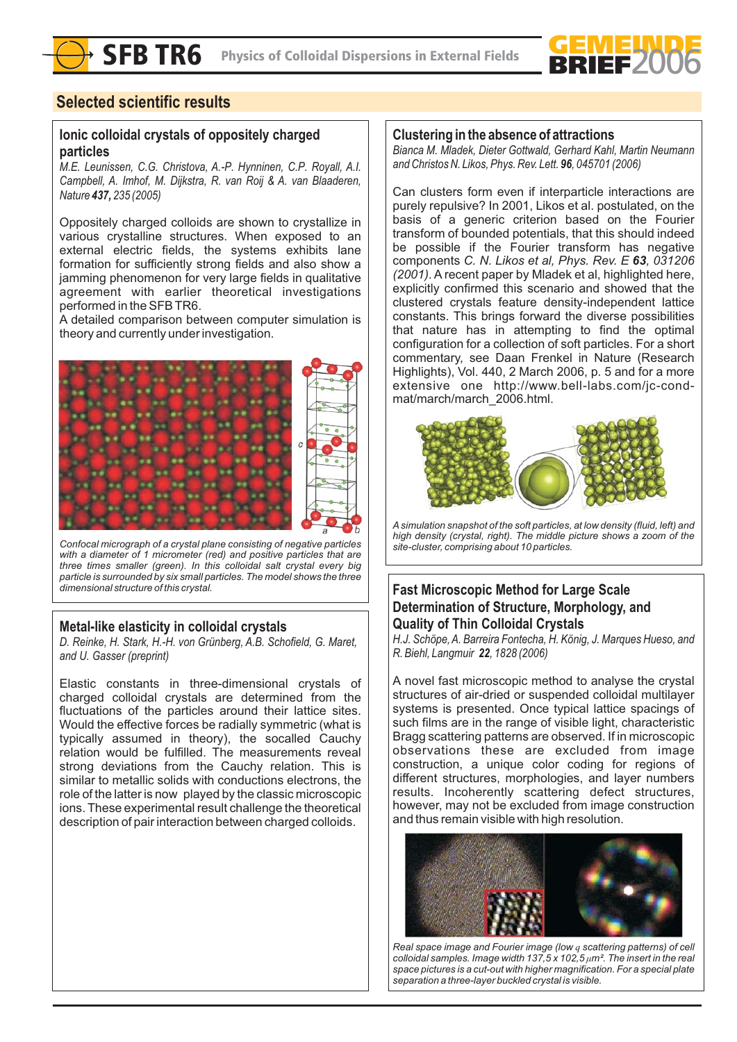## Selected scientific results

### Ionic colloidal crystals of oppositely charged particles

*M.E. Leunissen, C.G. Christova, A.-P. Hynninen, C.P. Royall, A.I. Campbell, A. Imhof, M. Dijkstra, R. van Roij & A. van Blaaderen, Nature **437**, 235 (2005)*

Oppositely charged colloids are shown to crystallize in various crystalline structures. When exposed to an external electric fields, the systems exhibits lane formation for sufficiently strong fields and also show a jamming phenomenon for very large fields in qualitative agreement with earlier theoretical investigations performed in the SFB TR6.
A detailed comparison between computer simulation is theory and currently under investigation.

*Confocal micrograph of a crystal plane consisting of negative particles with a diameter of 1 micrometer (red) and positive particles that are three times smaller (green). In this colloidal salt crystal every big particle is surrounded by six small particles. The model shows the three dimensional structure of this crystal.*

### Metal-like elasticity in colloidal crystals

*D. Reinke, H. Stark, H.-H. von Grünberg, A.B. Schofield, G. Maret, and U. Gasser (preprint)*

Elastic constants in three-dimensional crystals of charged colloidal crystals are determined from the fluctuations of the particles around their lattice sites. Would the effective forces be radially symmetric (what is typically assumed in theory), the socalled Cauchy relation would be fulfilled. The measurements reveal strong deviations from the Cauchy relation. This is similar to metallic solids with conductions electrons, the role of the latter is now played by the classic microscopic ions. These experimental result challenge the theoretical description of pair interaction between charged colloids.

### Clustering in the absence of attractions

*Bianca M. Mladek, Dieter Gottwald, Gerhard Kahl, Martin Neumann and Christos N. Likos, Phys. Rev. Lett. **96**, 045701 (2006)*

Can clusters form even if interparticle interactions are purely repulsive? In 2001, Likos et al. postulated, on the basis of a generic criterion based on the Fourier transform of bounded potentials, that this should indeed be possible if the Fourier transform has negative components *C. N. Likos et al, Phys. Rev. E **63**, 031206 (2001)*. A recent paper by Mladek et al, highlighted here, explicitly confirmed this scenario and showed that the clustered crystals feature density-independent lattice constants. This brings forward the diverse possibilities that nature has in attempting to find the optimal configuration for a collection of soft particles. For a short commentary, see Daan Frenkel in Nature (Research Highlights), Vol. 440, 2 March 2006, p. 5 and for a more extensive one http://www.bell-labs.com/jc-cond-mat/march/march_2006.html.

*A simulation snapshot of the soft particles, at low density (fluid, left) and high density (crystal, right). The middle picture shows a zoom of the site-cluster, comprising about 10 particles.*

### Fast Microscopic Method for Large Scale Determination of Structure, Morphology, and Quality of Thin Colloidal Crystals

*H.J. Schöpe, A. Barreira Fontecha, H. König, J. Marques Hueso, and R. Biehl, Langmuir **22**, 1828 (2006)*

A novel fast microscopic method to analyse the crystal structures of air-dried or suspended colloidal multilayer systems is presented. Once typical lattice spacings of such films are in the range of visible light, characteristic Bragg scattering patterns are observed. If in microscopic observations these are excluded from image construction, a unique color coding for regions of different structures, morphologies, and layer numbers results. Incoherently scattering defect structures, however, may not be excluded from image construction and thus remain visible with high resolution.

*Real space image and Fourier image (low $q$ scattering patterns) of cell colloidal samples. Image width 137,5 x 102,5 $\mu m^2$. The insert in the real space pictures is a cut-out with higher magnification. For a special plate separation a three-layer buckled crystal is visible.*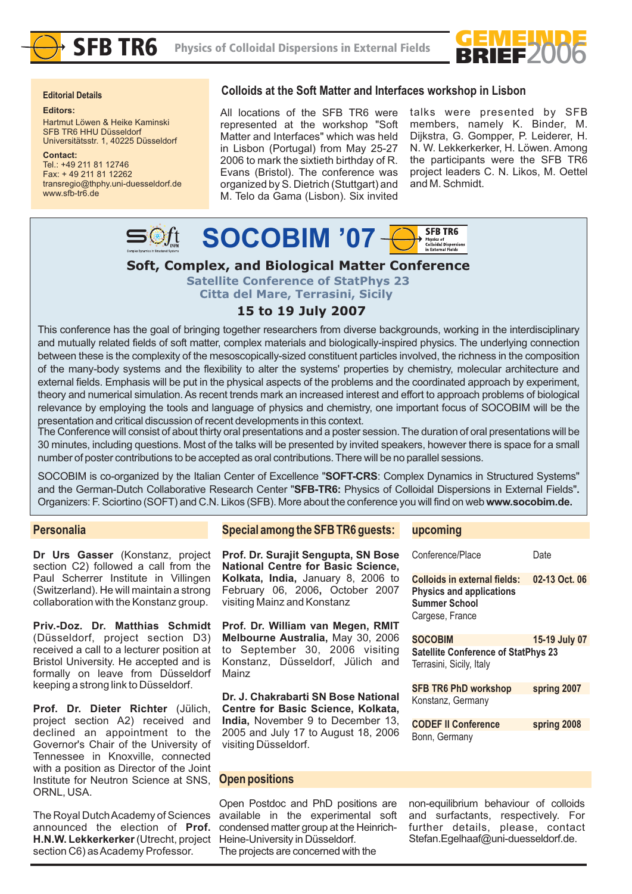# SFB TR6 Physics of Colloidal Dispersions in External Fields — GEMEINDE BRIEF 2006

### Editorial Details

**Editors:**
Hartmut Löwen & Heike Kaminski
SFB TR6 HHU Düsseldorf
Universitätsstr. 1, 40225 Düsseldorf

**Contact:**
Tel.: +49 211 81 12746
Fax: + 49 211 81 12262
transregio@thphy.uni-duesseldorf.de
www.sfb-tr6.de

## Colloids at the Soft Matter and Interfaces workshop in Lisbon

All locations of the SFB TR6 were represented at the workshop "Soft Matter and Interfaces" which was held in Lisbon (Portugal) from May 25-27 2006 to mark the sixtieth birthday of R. Evans (Bristol). The conference was organized by S. Dietrich (Stuttgart) and M. Telo da Gama (Lisbon). Six invited talks were presented by SFB members, namely K. Binder, M. Dijkstra, G. Gompper, P. Leiderer, H. N. W. Lekkerkerker, H. Löwen. Among the participants were the SFB TR6 project leaders C. N. Likos, M. Oettel and M. Schmidt.

## SOCOBIM '07

### Soft, Complex, and Biological Matter Conference

**Satellite Conference of StatPhys 23**
**Citta del Mare, Terrasini, Sicily**

**15 to 19 July 2007**

This conference has the goal of bringing together researchers from diverse backgrounds, working in the interdisciplinary and mutually related fields of soft matter, complex materials and biologically-inspired physics. The underlying connection between these is the complexity of the mesoscopically-sized constituent particles involved, the richness in the composition of the many-body systems and the flexibility to alter the systems' properties by chemistry, molecular architecture and external fields. Emphasis will be put in the physical aspects of the problems and the coordinated approach by experiment, theory and numerical simulation. As recent trends mark an increased interest and effort to approach problems of biological relevance by employing the tools and language of physics and chemistry, one important focus of SOCOBIM will be the presentation and critical discussion of recent developments in this context.
The Conference will consist of about thirty oral presentations and a poster session. The duration of oral presentations will be 30 minutes, including questions. Most of the talks will be presented by invited speakers, however there is space for a small number of poster contributions to be accepted as oral contributions. There will be no parallel sessions.

SOCOBIM is co-organized by the Italian Center of Excellence "**SOFT-CRS**: Complex Dynamics in Structured Systems" and the German-Dutch Collaborative Research Center "**SFB-TR6:** Physics of Colloidal Dispersions in External Fields**".** Organizers: F. Sciortino (SOFT) and C.N. Likos (SFB). More about the conference you will find on web **www.socobim.de.**

## Personalia

**Dr Urs Gasser** (Konstanz, project section C2) followed a call from the Paul Scherrer Institute in Villingen (Switzerland). He will maintain a strong collaboration with the Konstanz group.

**Priv.-Doz. Dr. Matthias Schmidt** (Düsseldorf, project section D3) received a call to a lecturer position at Bristol University. He accepted and is formally on leave from Düsseldorf keeping a strong link to Düsseldorf.

**Prof. Dr. Dieter Richter** (Jülich, project section A2) received and declined an appointment to the Governor's Chair of the University of Tennessee in Knoxville, connected with a position as Director of the Joint Institute for Neutron Science at SNS, ORNL, USA.

The Royal Dutch Academy of Sciences announced the election of **Prof. H.N.W. Lekkerkerker** (Utrecht, project section C6) as Academy Professor.

## Special among the SFB TR6 guests:

**Prof. Dr. Surajit Sengupta, SN Bose National Centre for Basic Science, Kolkata, India,** January 8, 2006 to February 06, 2006**,** October 2007 visiting Mainz and Konstanz

**Prof. Dr. William van Megen, RMIT Melbourne Australia,** May 30, 2006 to September 30, 2006 visiting Konstanz, Düsseldorf, Jülich and Mainz

**Dr. J. Chakrabarti SN Bose National Centre for Basic Science, Kolkata, India,** November 9 to December 13, 2005 and July 17 to August 18, 2006 visiting Düsseldorf.

## upcoming

| Conference/Place | Date |
|---|---|
| **Colloids in external fields: Physics and applications Summer School** Cargese, France | **02-13 Oct. 06** |
| **SOCOBIM Satellite Conference of StatPhys 23** Terrasini, Sicily, Italy | **15-19 July 07** |
| **SFB TR6 PhD workshop** Konstanz, Germany | **spring 2007** |
| **CODEF II Conference** Bonn, Germany | **spring 2008** |

## Open positions

Open Postdoc and PhD positions are available in the experimental soft condensed matter group at the Heinrich-Heine-University in Düsseldorf.
The projects are concerned with the non-equilibrium behaviour of colloids and surfactants, respectively. For further details, please, contact Stefan.Egelhaaf@uni-duesseldorf.de.